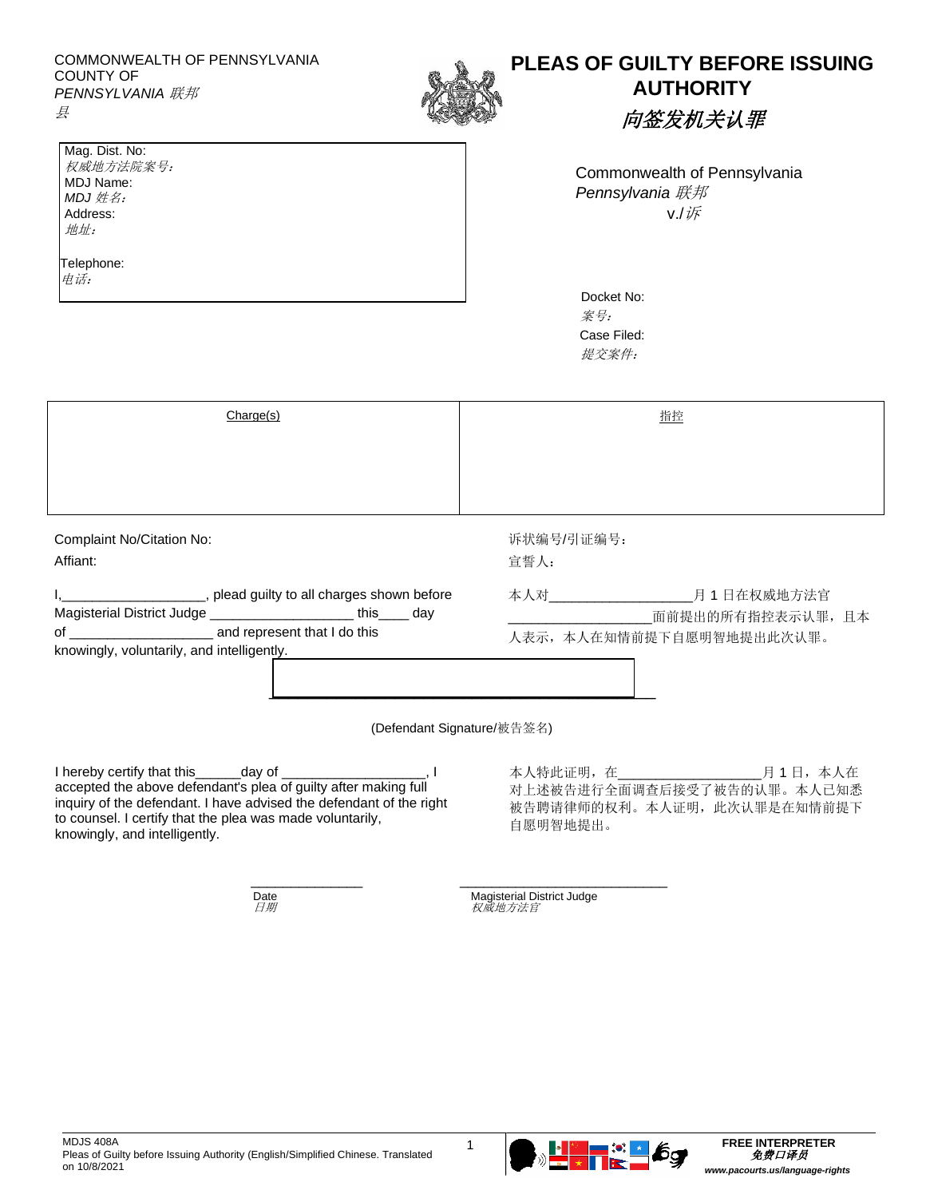COMMONWEALTH OF PENNSYLVANIA
COUNTY OF
*PENNSYLVANIA 联邦*
*县*

# PLEAS OF GUILTY BEFORE ISSUING AUTHORITY
# *向签发机关认罪*

Mag. Dist. No:
*权威地方法院案号:*
MDJ Name:
*MDJ 姓名:*
Address:
*地址:*

Telephone:
*电话:*

Commonwealth of Pennsylvania
*Pennsylvania 联邦*
v./*诉*

Docket No:
*案号:*
Case Filed:
*提交案件:*

| Charge(s) | 指控 |
|---|---|
| | |

Complaint No/Citation No:
诉状编号/引证编号:

Affiant:
宣誓人:

I,___________________, plead guilty to all charges shown before Magisterial District Judge ___________________ this____ day of ___________________ and represent that I do this knowingly, voluntarily, and intelligently.

本人对___________________月 1 日在权威地方法官___________________面前提出的所有指控表示认罪，且本人表示，本人在知情前提下自愿明智地提出此次认罪。

____________________________________

(Defendant Signature/被告签名)

I hereby certify that this______day of ___________________, I accepted the above defendant's plea of guilty after making full inquiry of the defendant. I have advised the defendant of the right to counsel. I certify that the plea was made voluntarily, knowingly, and intelligently.

本人特此证明，在___________________月 1 日，本人在对上述被告进行全面调查后接受了被告的认罪。本人已知悉被告聘请律师的权利。本人证明，此次认罪是在知情前提下自愿明智地提出。

_______________ &nbsp;&nbsp;&nbsp;&nbsp; ______________________________

Date &nbsp;&nbsp;&nbsp;&nbsp; Magisterial District Judge
*日期* &nbsp;&nbsp;&nbsp;&nbsp; *权威地方法官*

MDJS 408A
Pleas of Guilty before Issuing Authority (English/Simplified Chinese. Translated on 10/8/2021

**FREE INTERPRETER**
***免费口译员***
***www.pacourts.us/language-rights***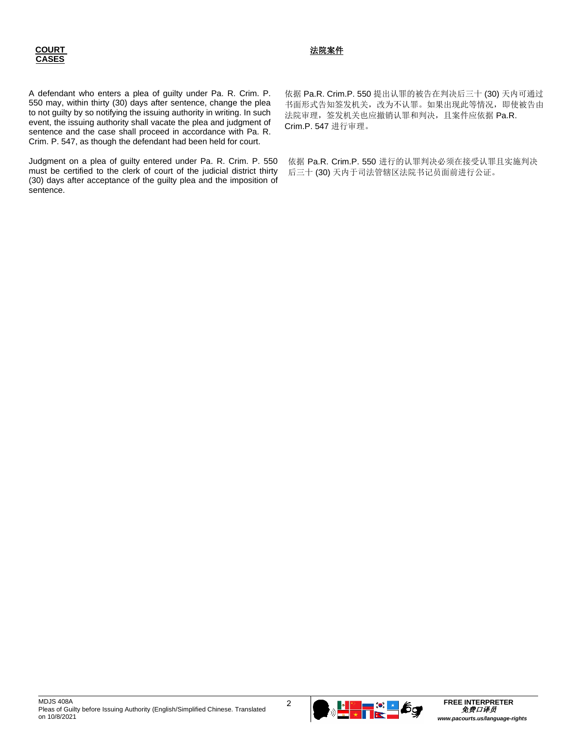**COURT CASES**

**法院案件**

A defendant who enters a plea of guilty under Pa. R. Crim. P. 550 may, within thirty (30) days after sentence, change the plea to not guilty by so notifying the issuing authority in writing. In such event, the issuing authority shall vacate the plea and judgment of sentence and the case shall proceed in accordance with Pa. R. Crim. P. 547, as though the defendant had been held for court.

依据 Pa.R. Crim.P. 550 提出认罪的被告在判决后三十 (30) 天内可通过书面形式告知签发机关，改为不认罪。如果出现此等情况，即使被告由法院审理，签发机关也应撤销认罪和判决，且案件应依据 Pa.R. Crim.P. 547 进行审理。

Judgment on a plea of guilty entered under Pa. R. Crim. P. 550 must be certified to the clerk of court of the judicial district thirty (30) days after acceptance of the guilty plea and the imposition of sentence.

依据 Pa.R. Crim.P. 550 进行的认罪判决必须在接受认罪且实施判决后三十 (30) 天内于司法管辖区法院书记员面前进行公证。

MDJS 408A
Pleas of Guilty before Issuing Authority (English/Simplified Chinese. Translated on 10/8/2021

**FREE INTERPRETER**
***免费口译员***
***www.pacourts.us/language-rights***